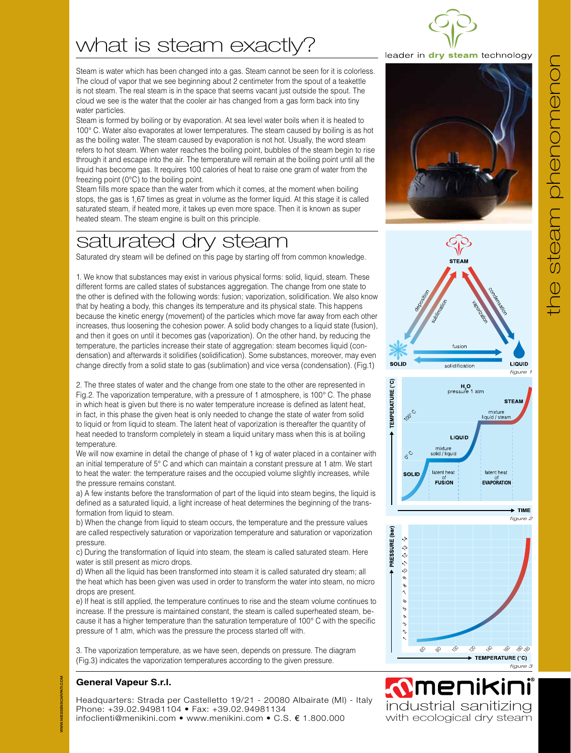# what is steam exactly?

Steam is water which has been changed into a gas. Steam cannot be seen for it is colorless. The cloud of vapor that we see beginning about 2 centimeter from the spout of a teakettle is not steam. The real steam is in the space that seems vacant just outside the spout. The cloud we see is the water that the cooler air has changed from a gas form back into tiny water particles.

Steam is formed by boiling or by evaporation. At sea level water boils when it is heated to 100° C. Water also evaporates at lower temperatures. The steam caused by boiling is as hot as the boiling water. The steam caused by evaporation is not hot. Usually, the word steam refers to hot steam. When water reaches the boiling point, bubbles of the steam begin to rise through it and escape into the air. The temperature will remain at the boiling point until all the liquid has become gas. It requires 100 calories of heat to raise one gram of water from the freezing point (0°C) to the boiling point.

Steam fills more space than the water from which it comes, at the moment when boiling stops, the gas is 1,67 times as great in volume as the former liquid. At this stage it is called saturated steam, if heated more, it takes up even more space. Then it is known as super heated steam. The steam engine is built on this principle.

# saturated dry steam

Saturated dry steam will be defined on this page by starting off from common knowledge.

1. We know that substances may exist in various physical forms: solid, liquid, steam. These different forms are called states of substances aggregation. The change from one state to the other is defined with the following words: fusion; vaporization, solidification. We also know that by heating a body, this changes its temperature and its physical state. This happens because the kinetic energy (movement) of the particles which move far away from each other increases, thus loosening the cohesion power. A solid body changes to a liquid state (fusion), and then it goes on until it becomes gas (vaporization). On the other hand, by reducing the temperature, the particles increase their state of aggregation: steam becomes liquid (condensation) and afterwards it solidifies (solidification). Some substances, moreover, may even change directly from a solid state to gas (sublimation) and vice versa (condensation). (Fig.1)

2. The three states of water and the change from one state to the other are represented in Fig.2. The vaporization temperature, with a pressure of 1 atmosphere, is 100° C. The phase in which heat is given but there is no water temperature increase is defined as latent heat, in fact, in this phase the given heat is only needed to change the state of water from solid to liquid or from liquid to steam. The latent heat of vaporization is thereafter the quantity of heat needed to transform completely in steam a liquid unitary mass when this is at boiling temperature.

We will now examine in detail the change of phase of 1 kg of water placed in a container with an initial temperature of 5° C and which can maintain a constant pressure at 1 atm. We start to heat the water: the temperature raises and the occupied volume slightly increases, while the pressure remains constant.

a) A few instants before the transformation of part of the liquid into steam begins, the liquid is defined as a saturated liquid, a light increase of heat determines the beginning of the transformation from liquid to steam.

b) When the change from liquid to steam occurs, the temperature and the pressure values are called respectively saturation or vaporization temperature and saturation or vaporization pressure.

c) During the transformation of liquid into steam, the steam is called saturated steam. Here water is still present as micro drops.

d) When all the liquid has been transformed into steam it is called saturated dry steam; all the heat which has been given was used in order to transform the water into steam, no micro drops are present.

e) If heat is still applied, the temperature continues to rise and the steam volume continues to increase. If the pressure is maintained constant, the steam is called superheated steam, because it has a higher temperature than the saturation temperature of 100° C with the specific pressure of 1 atm, which was the pressure the process started off with.

3. The vaporization temperature, as we have seen, depends on pressure. The diagram (Fig.3) indicates the vaporization temperatures according to the given pressure.

figure 1

figure 2

figure 3

**General Vapeur S.r.l.**

Headquarters: Strada per Castelletto 19/21 - 20080 Albairate (MI) - Italy
Phone: +39.02.94981104 • Fax: +39.02.94981134
infoclienti@menikini.com • www.menikini.com • C.S. € 1.800.000

menikini® industrial sanitizing with ecological dry steam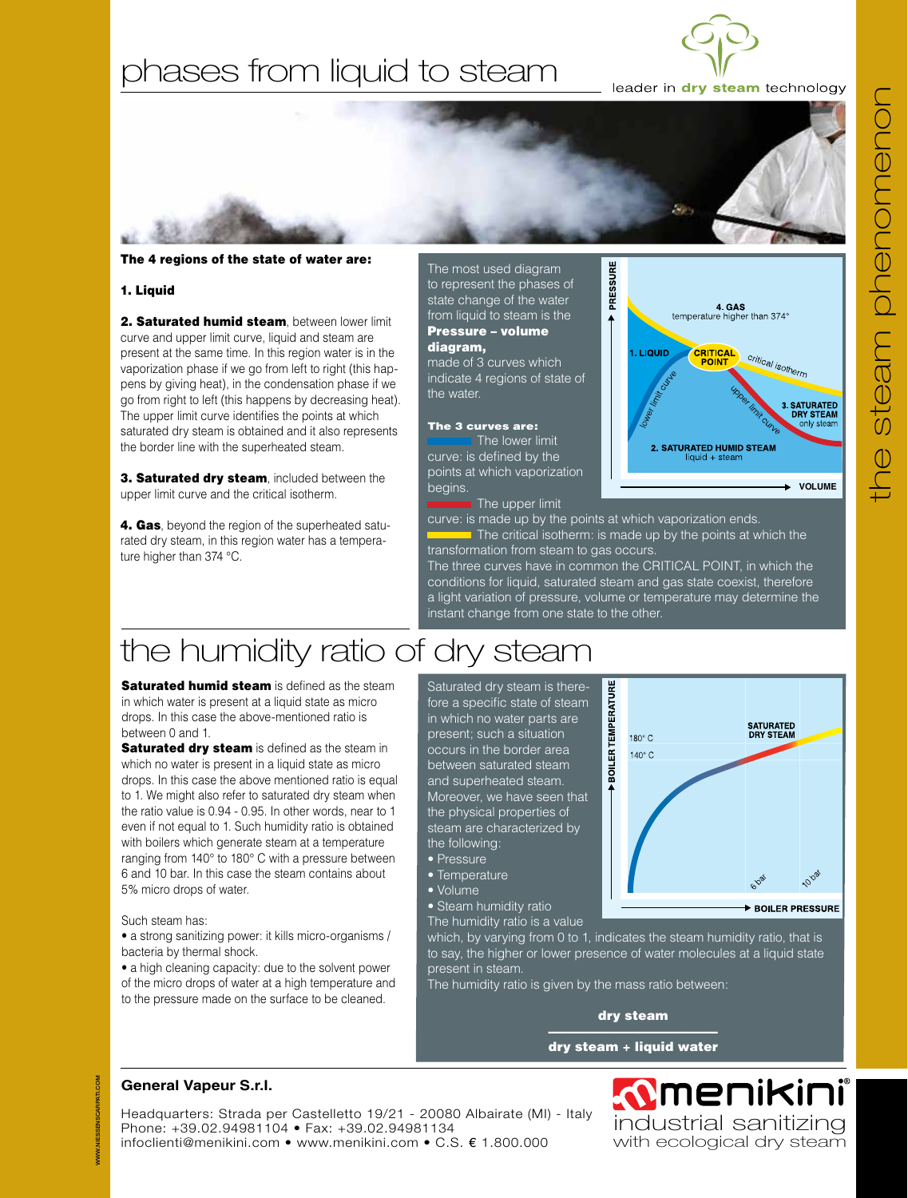# phases from liquid to steam

leader in **dry steam** technology

**The 4 regions of the state of water are:**

**1. Liquid**

**2. Saturated humid steam**, between lower limit curve and upper limit curve, liquid and steam are present at the same time. In this region water is in the vaporization phase if we go from left to right (this happens by giving heat), in the condensation phase if we go from right to left (this happens by decreasing heat). The upper limit curve identifies the points at which saturated dry steam is obtained and it also represents the border line with the superheated steam.

**3. Saturated dry steam**, included between the upper limit curve and the critical isotherm.

**4. Gas**, beyond the region of the superheated saturated dry steam, in this region water has a temperature higher than 374 °C.

The most used diagram to represent the phases of state change of the water from liquid to steam is the **Pressure – volume diagram,** made of 3 curves which indicate 4 regions of state of the water.

**The 3 curves are:**

- The lower limit curve: is defined by the points at which vaporization begins.
- The upper limit curve: is made up by the points at which vaporization ends.
- The critical isotherm: is made up by the points at which the transformation from steam to gas occurs.

The three curves have in common the CRITICAL POINT, in which the conditions for liquid, saturated steam and gas state coexist, therefore a light variation of pressure, volume or temperature may determine the instant change from one state to the other.

# the humidity ratio of dry steam

**Saturated humid steam** is defined as the steam in which water is present at a liquid state as micro drops. In this case the above-mentioned ratio is between 0 and 1.

**Saturated dry steam** is defined as the steam in which no water is present in a liquid state as micro drops. In this case the above mentioned ratio is equal to 1. We might also refer to saturated dry steam when the ratio value is 0.94 - 0.95. In other words, near to 1 even if not equal to 1. Such humidity ratio is obtained with boilers which generate steam at a temperature ranging from 140° to 180° C with a pressure between 6 and 10 bar. In this case the steam contains about 5% micro drops of water.

Such steam has:

- a strong sanitizing power: it kills micro-organisms / bacteria by thermal shock.
- a high cleaning capacity: due to the solvent power of the micro drops of water at a high temperature and to the pressure made on the surface to be cleaned.

Saturated dry steam is therefore a specific state of steam in which no water parts are present; such a situation occurs in the border area between saturated steam and superheated steam. Moreover, we have seen that the physical properties of steam are characterized by the following:

- Pressure
- Temperature
- Volume
- Steam humidity ratio

The humidity ratio is a value which, by varying from 0 to 1, indicates the steam humidity ratio, that is to say, the higher or lower presence of water molecules at a liquid state present in steam.

The humidity ratio is given by the mass ratio between:

$$\frac{\text{dry steam}}{\text{dry steam + liquid water}}$$

**General Vapeur S.r.l.**

Headquarters: Strada per Castelletto 19/21 - 20080 Albairate (MI) - Italy
Phone: +39.02.94981104 • Fax: +39.02.94981134
infoclienti@menikini.com • www.menikini.com • C.S. € 1.800.000

menikini® industrial sanitizing with ecological dry steam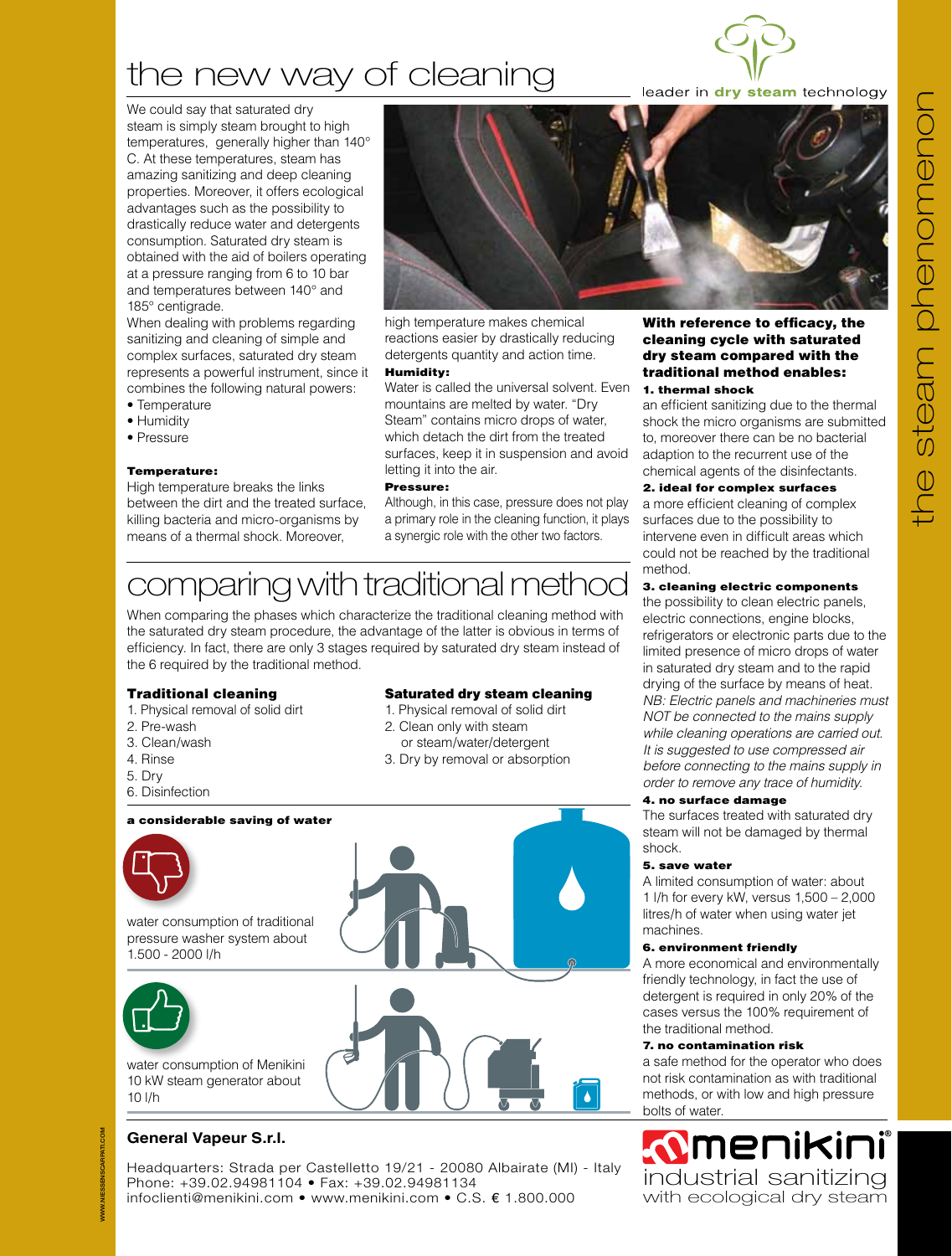# the new way of cleaning

leader in **dry steam** technology

We could say that saturated dry steam is simply steam brought to high temperatures, generally higher than 140° C. At these temperatures, steam has amazing sanitizing and deep cleaning properties. Moreover, it offers ecological advantages such as the possibility to drastically reduce water and detergents consumption. Saturated dry steam is obtained with the aid of boilers operating at a pressure ranging from 6 to 10 bar and temperatures between 140° and 185° centigrade.

When dealing with problems regarding sanitizing and cleaning of simple and complex surfaces, saturated dry steam represents a powerful instrument, since it combines the following natural powers:

- Temperature
- Humidity
- Pressure

**Temperature:**

High temperature breaks the links between the dirt and the treated surface, killing bacteria and micro-organisms by means of a thermal shock. Moreover, high temperature makes chemical reactions easier by drastically reducing detergents quantity and action time.

**Humidity:**

Water is called the universal solvent. Even mountains are melted by water. "Dry Steam" contains micro drops of water, which detach the dirt from the treated surfaces, keep it in suspension and avoid letting it into the air.

**Pressure:**

Although, in this case, pressure does not play a primary role in the cleaning function, it plays a synergic role with the other two factors.

# comparing with traditional method

When comparing the phases which characterize the traditional cleaning method with the saturated dry steam procedure, the advantage of the latter is obvious in terms of efficiency. In fact, there are only 3 stages required by saturated dry steam instead of the 6 required by the traditional method.

**Traditional cleaning**

1. Physical removal of solid dirt
2. Pre-wash
3. Clean/wash
4. Rinse
5. Dry
6. Disinfection

**Saturated dry steam cleaning**

1. Physical removal of solid dirt
2. Clean only with steam or steam/water/detergent
3. Dry by removal or absorption

**a considerable saving of water**

water consumption of traditional pressure washer system about 1.500 - 2000 l/h

water consumption of Menikini 10 kW steam generator about 10 l/h

**With reference to efficacy, the cleaning cycle with saturated dry steam compared with the traditional method enables:**

**1. thermal shock**

an efficient sanitizing due to the thermal shock the micro organisms are submitted to, moreover there can be no bacterial adaption to the recurrent use of the chemical agents of the disinfectants.

**2. ideal for complex surfaces**

a more efficient cleaning of complex surfaces due to the possibility to intervene even in difficult areas which could not be reached by the traditional method.

**3. cleaning electric components**

the possibility to clean electric panels, electric connections, engine blocks, refrigerators or electronic parts due to the limited presence of micro drops of water in saturated dry steam and to the rapid drying of the surface by means of heat.

*NB: Electric panels and machineries must NOT be connected to the mains supply while cleaning operations are carried out. It is suggested to use compressed air before connecting to the mains supply in order to remove any trace of humidity.*

**4. no surface damage**

The surfaces treated with saturated dry steam will not be damaged by thermal shock.

**5. save water**

A limited consumption of water: about 1 l/h for every kW, versus 1,500 – 2,000 litres/h of water when using water jet machines.

**6. environment friendly**

A more economical and environmentally friendly technology, in fact the use of detergent is required in only 20% of the cases versus the 100% requirement of the traditional method.

**7. no contamination risk**

a safe method for the operator who does not risk contamination as with traditional methods, or with low and high pressure bolts of water.

the steam phenomenon

**General Vapeur S.r.l.**

Headquarters: Strada per Castelletto 19/21 - 20080 Albairate (MI) - Italy
Phone: +39.02.94981104 • Fax: +39.02.94981134
infoclienti@menikini.com • www.menikini.com • C.S. € 1.800.000

**menikini®**
industrial sanitizing
with ecological dry steam

WWW.NIESSENSCARPATI.COM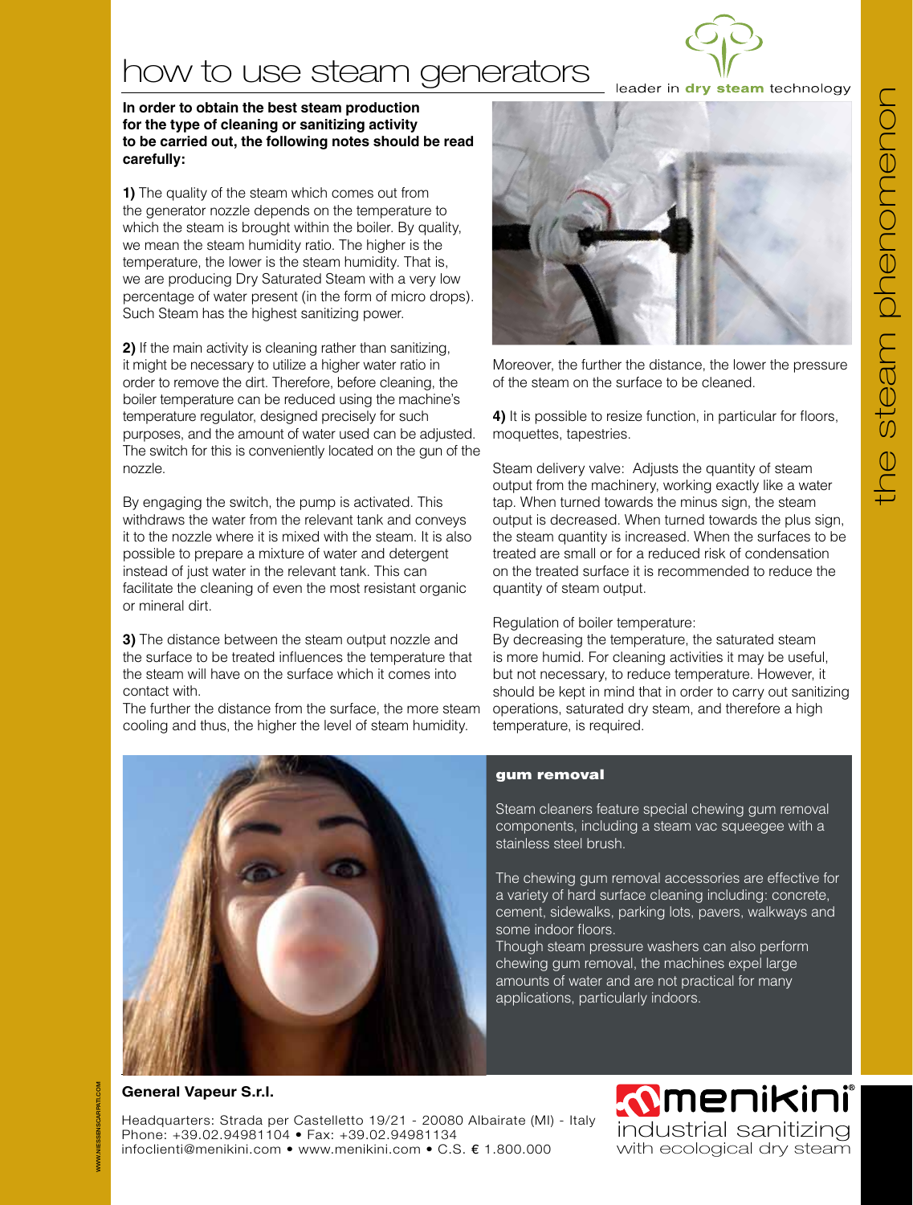# how to use steam generators

leader in **dry steam** technology

**In order to obtain the best steam production for the type of cleaning or sanitizing activity to be carried out, the following notes should be read carefully:**

**1)** The quality of the steam which comes out from the generator nozzle depends on the temperature to which the steam is brought within the boiler. By quality, we mean the steam humidity ratio. The higher is the temperature, the lower is the steam humidity. That is, we are producing Dry Saturated Steam with a very low percentage of water present (in the form of micro drops). Such Steam has the highest sanitizing power.

**2)** If the main activity is cleaning rather than sanitizing, it might be necessary to utilize a higher water ratio in order to remove the dirt. Therefore, before cleaning, the boiler temperature can be reduced using the machine's temperature regulator, designed precisely for such purposes, and the amount of water used can be adjusted. The switch for this is conveniently located on the gun of the nozzle.

By engaging the switch, the pump is activated. This withdraws the water from the relevant tank and conveys it to the nozzle where it is mixed with the steam. It is also possible to prepare a mixture of water and detergent instead of just water in the relevant tank. This can facilitate the cleaning of even the most resistant organic or mineral dirt.

**3)** The distance between the steam output nozzle and the surface to be treated influences the temperature that the steam will have on the surface which it comes into contact with.
The further the distance from the surface, the more steam cooling and thus, the higher the level of steam humidity.

Moreover, the further the distance, the lower the pressure of the steam on the surface to be cleaned.

**4)** It is possible to resize function, in particular for floors, moquettes, tapestries.

Steam delivery valve: Adjusts the quantity of steam output from the machinery, working exactly like a water tap. When turned towards the minus sign, the steam output is decreased. When turned towards the plus sign, the steam quantity is increased. When the surfaces to be treated are small or for a reduced risk of condensation on the treated surface it is recommended to reduce the quantity of steam output.

Regulation of boiler temperature:
By decreasing the temperature, the saturated steam is more humid. For cleaning activities it may be useful, but not necessary, to reduce temperature. However, it should be kept in mind that in order to carry out sanitizing operations, saturated dry steam, and therefore a high temperature, is required.

## gum removal

Steam cleaners feature special chewing gum removal components, including a steam vac squeegee with a stainless steel brush.

The chewing gum removal accessories are effective for a variety of hard surface cleaning including: concrete, cement, sidewalks, parking lots, pavers, walkways and some indoor floors.
Though steam pressure washers can also perform chewing gum removal, the machines expel large amounts of water and are not practical for many applications, particularly indoors.

the steam phenomenon

**General Vapeur S.r.l.**

Headquarters: Strada per Castelletto 19/21 - 20080 Albairate (MI) - Italy
Phone: +39.02.94981104 • Fax: +39.02.94981134
infoclienti@menikini.com • www.menikini.com • C.S. € 1.800.000

menikini®
industrial sanitizing
with ecological dry steam